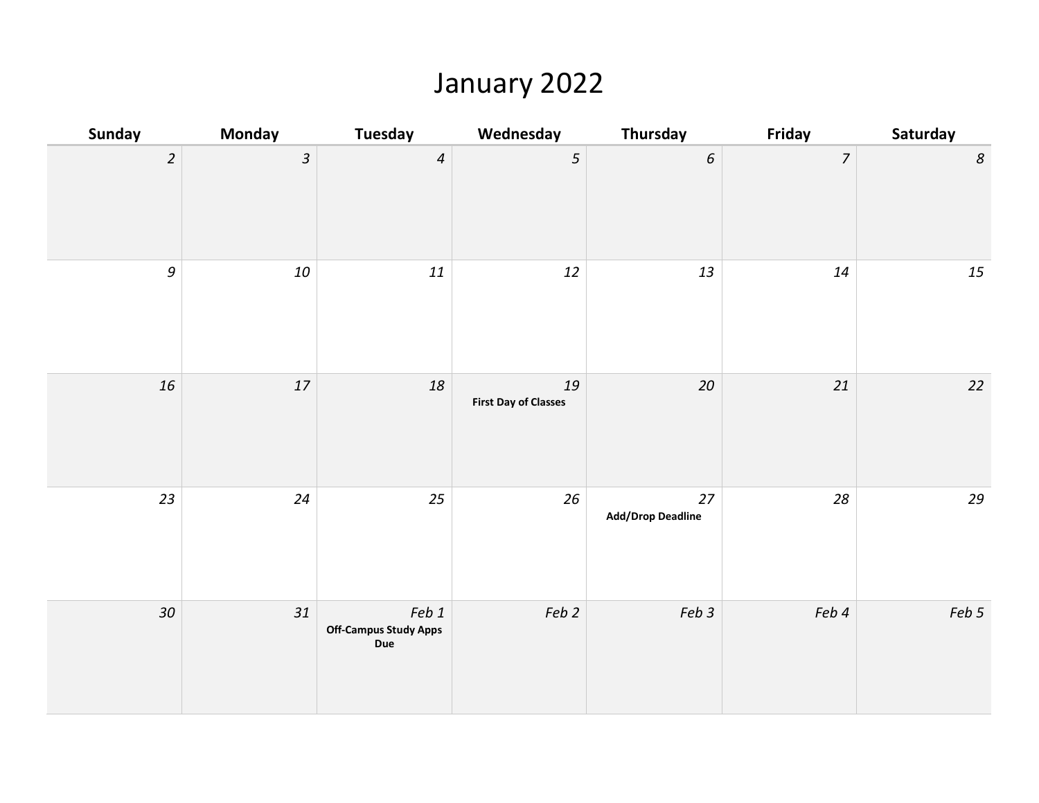# January 2022

| Sunday | Monday | Tuesday | Wednesday | Thursday | Friday | Saturday |
|---|---|---|---|---|---|---|
| *2* | *3* | *4* | *5* | *6* | *7* | *8* |
| *9* | *10* | *11* | *12* | *13* | *14* | *15* |
| *16* | *17* | *18* | *19* **First Day of Classes** | *20* | *21* | *22* |
| *23* | *24* | *25* | *26* | *27* **Add/Drop Deadline** | *28* | *29* |
| *30* | *31* | *Feb 1* **Off-Campus Study Apps Due** | *Feb 2* | *Feb 3* | *Feb 4* | *Feb 5* |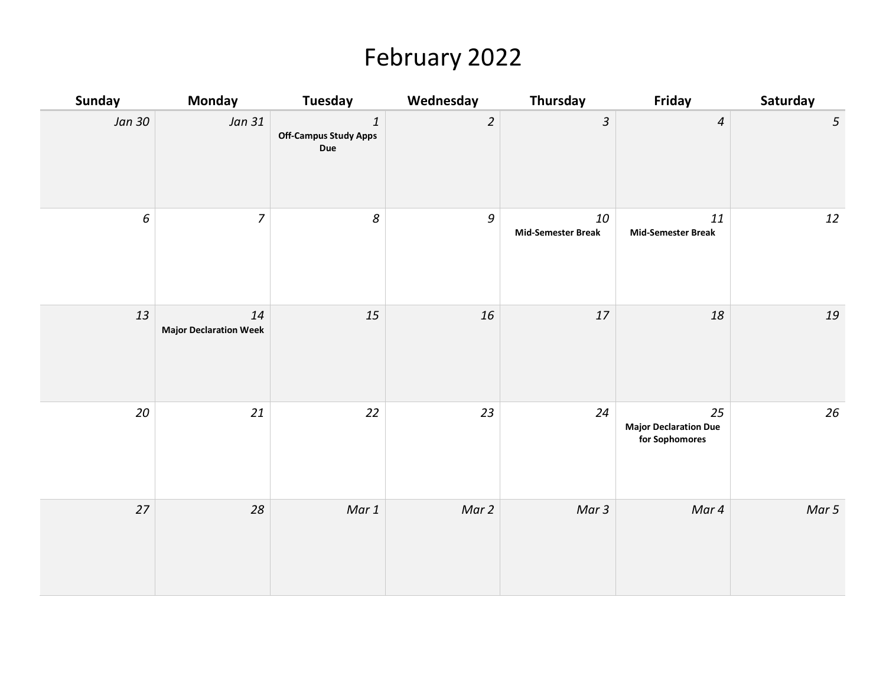# February 2022

| Sunday | Monday | Tuesday | Wednesday | Thursday | Friday | Saturday |
|---|---|---|---|---|---|---|
| *Jan 30* | *Jan 31* | *1* **Off-Campus Study Apps Due** | *2* | *3* | *4* | *5* |
| *6* | *7* | *8* | *9* | *10* **Mid-Semester Break** | *11* **Mid-Semester Break** | *12* |
| *13* | *14* **Major Declaration Week** | *15* | *16* | *17* | *18* | *19* |
| *20* | *21* | *22* | *23* | *24* | *25* **Major Declaration Due for Sophomores** | *26* |
| *27* | *28* | *Mar 1* | *Mar 2* | *Mar 3* | *Mar 4* | *Mar 5* |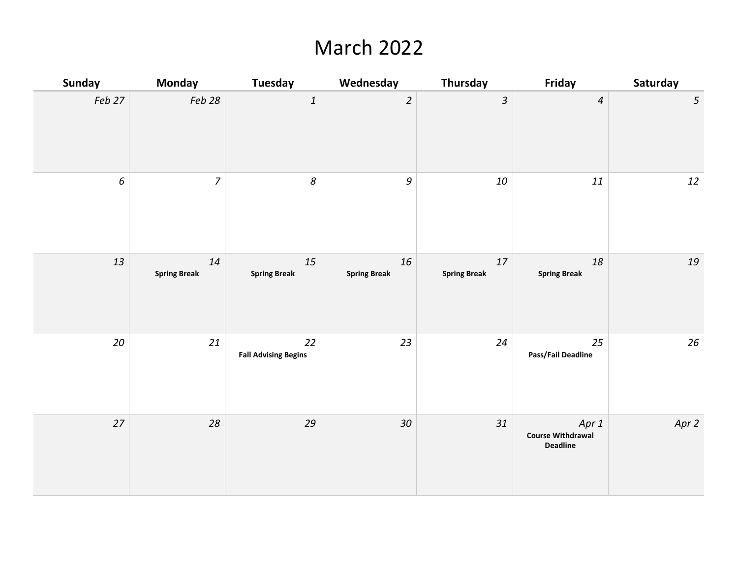# March 2022

| Sunday | Monday | Tuesday | Wednesday | Thursday | Friday | Saturday |
| --- | --- | --- | --- | --- | --- | --- |
| *Feb 27* | *Feb 28* | *1* | *2* | *3* | *4* | *5* |
| *6* | *7* | *8* | *9* | *10* | *11* | *12* |
| *13* | *14* **Spring Break** | *15* **Spring Break** | *16* **Spring Break** | *17* **Spring Break** | *18* **Spring Break** | *19* |
| *20* | *21* | *22* **Fall Advising Begins** | *23* | *24* | *25* **Pass/Fail Deadline** | *26* |
| *27* | *28* | *29* | *30* | *31* | *Apr 1* **Course Withdrawal Deadline** | *Apr 2* |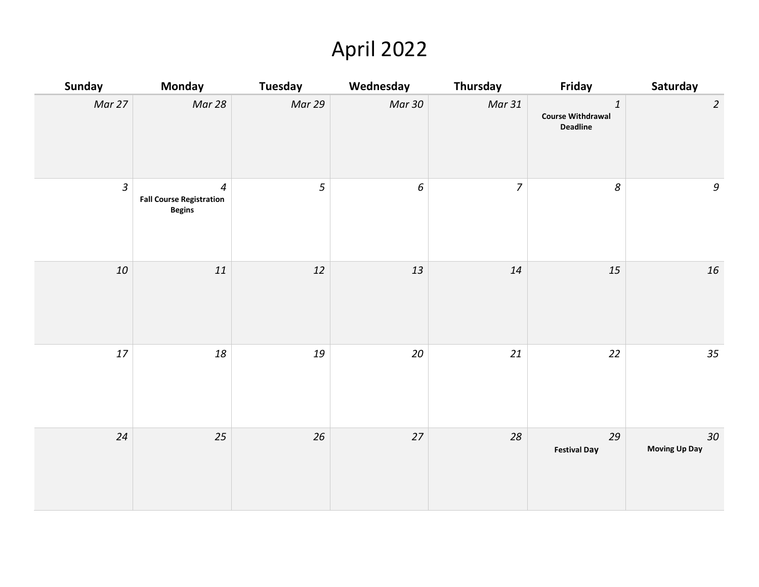# April 2022

| Sunday | Monday | Tuesday | Wednesday | Thursday | Friday | Saturday |
|---|---|---|---|---|---|---|
| *Mar 27* | *Mar 28* | *Mar 29* | *Mar 30* | *Mar 31* | *1* **Course Withdrawal Deadline** | *2* |
| *3* | *4* **Fall Course Registration Begins** | *5* | *6* | *7* | *8* | *9* |
| *10* | *11* | *12* | *13* | *14* | *15* | *16* |
| *17* | *18* | *19* | *20* | *21* | *22* | *35* |
| *24* | *25* | *26* | *27* | *28* | *29* **Festival Day** | *30* **Moving Up Day** |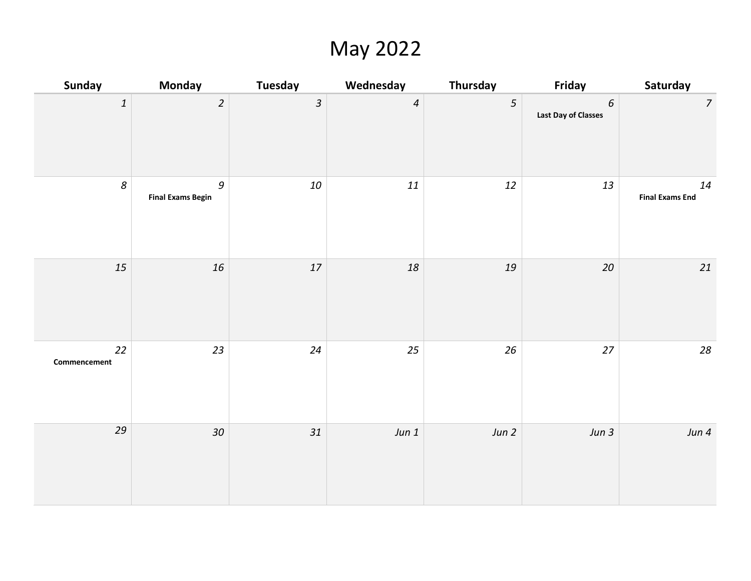# May 2022

| Sunday | Monday | Tuesday | Wednesday | Thursday | Friday | Saturday |
|---|---|---|---|---|---|---|
| *1* | *2* | *3* | *4* | *5* | *6* **Last Day of Classes** | *7* |
| *8* | *9* **Final Exams Begin** | *10* | *11* | *12* | *13* | *14* **Final Exams End** |
| *15* | *16* | *17* | *18* | *19* | *20* | *21* |
| *22* **Commencement** | *23* | *24* | *25* | *26* | *27* | *28* |
| *29* | *30* | *31* | *Jun 1* | *Jun 2* | *Jun 3* | *Jun 4* |